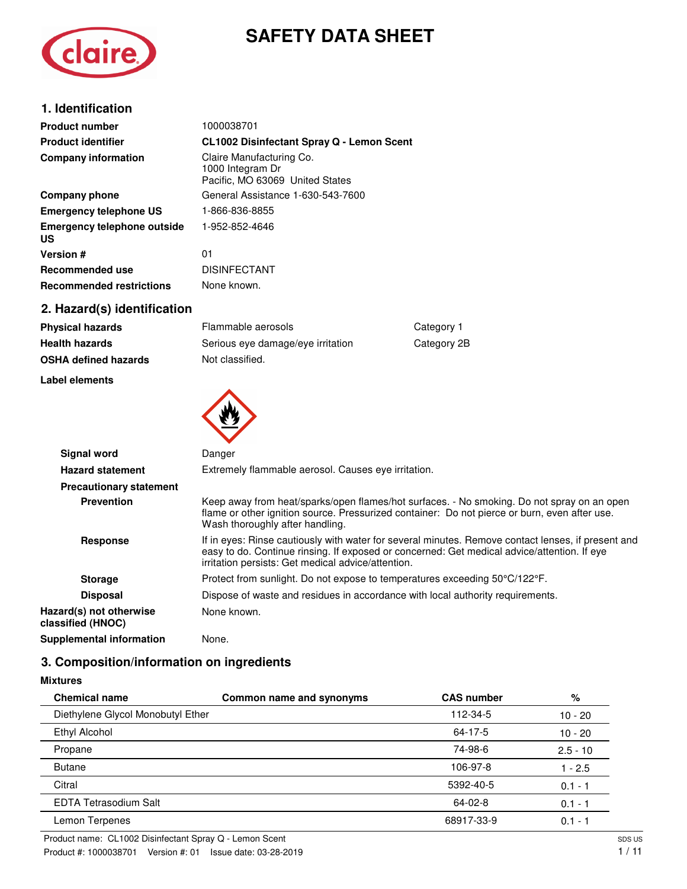# SAFETY DATA SHEET

## 1. Identification

| | |
|---|---|
| **Product number** | 1000038701 |
| **Product identifier** | **CL1002 Disinfectant Spray Q - Lemon Scent** |
| **Company information** | Claire Manufacturing Co.<br>1000 Integram Dr<br>Pacific, MO 63069 United States |
| **Company phone** | General Assistance 1-630-543-7600 |
| **Emergency telephone US** | 1-866-836-8855 |
| **Emergency telephone outside US** | 1-952-852-4646 |
| **Version #** | 01 |
| **Recommended use** | DISINFECTANT |
| **Recommended restrictions** | None known. |

## 2. Hazard(s) identification

| | | |
|---|---|---|
| **Physical hazards** | Flammable aerosols | Category 1 |
| **Health hazards** | Serious eye damage/eye irritation | Category 2B |
| **OSHA defined hazards** | Not classified. | |

**Label elements**

**Signal word** Danger

**Hazard statement** Extremely flammable aerosol. Causes eye irritation.

**Precautionary statement**

**Prevention** Keep away from heat/sparks/open flames/hot surfaces. - No smoking. Do not spray on an open flame or other ignition source. Pressurized container: Do not pierce or burn, even after use. Wash thoroughly after handling.

**Response** If in eyes: Rinse cautiously with water for several minutes. Remove contact lenses, if present and easy to do. Continue rinsing. If exposed or concerned: Get medical advice/attention. If eye irritation persists: Get medical advice/attention.

**Storage** Protect from sunlight. Do not expose to temperatures exceeding 50°C/122°F.

**Disposal** Dispose of waste and residues in accordance with local authority requirements.

**Hazard(s) not otherwise classified (HNOC)** None known.

**Supplemental information** None.

## 3. Composition/information on ingredients

**Mixtures**

| Chemical name | Common name and synonyms | CAS number | % |
|---|---|---|---|
| Diethylene Glycol Monobutyl Ether | | 112-34-5 | 10 - 20 |
| Ethyl Alcohol | | 64-17-5 | 10 - 20 |
| Propane | | 74-98-6 | 2.5 - 10 |
| Butane | | 106-97-8 | 1 - 2.5 |
| Citral | | 5392-40-5 | 0.1 - 1 |
| EDTA Tetrasodium Salt | | 64-02-8 | 0.1 - 1 |
| Lemon Terpenes | | 68917-33-9 | 0.1 - 1 |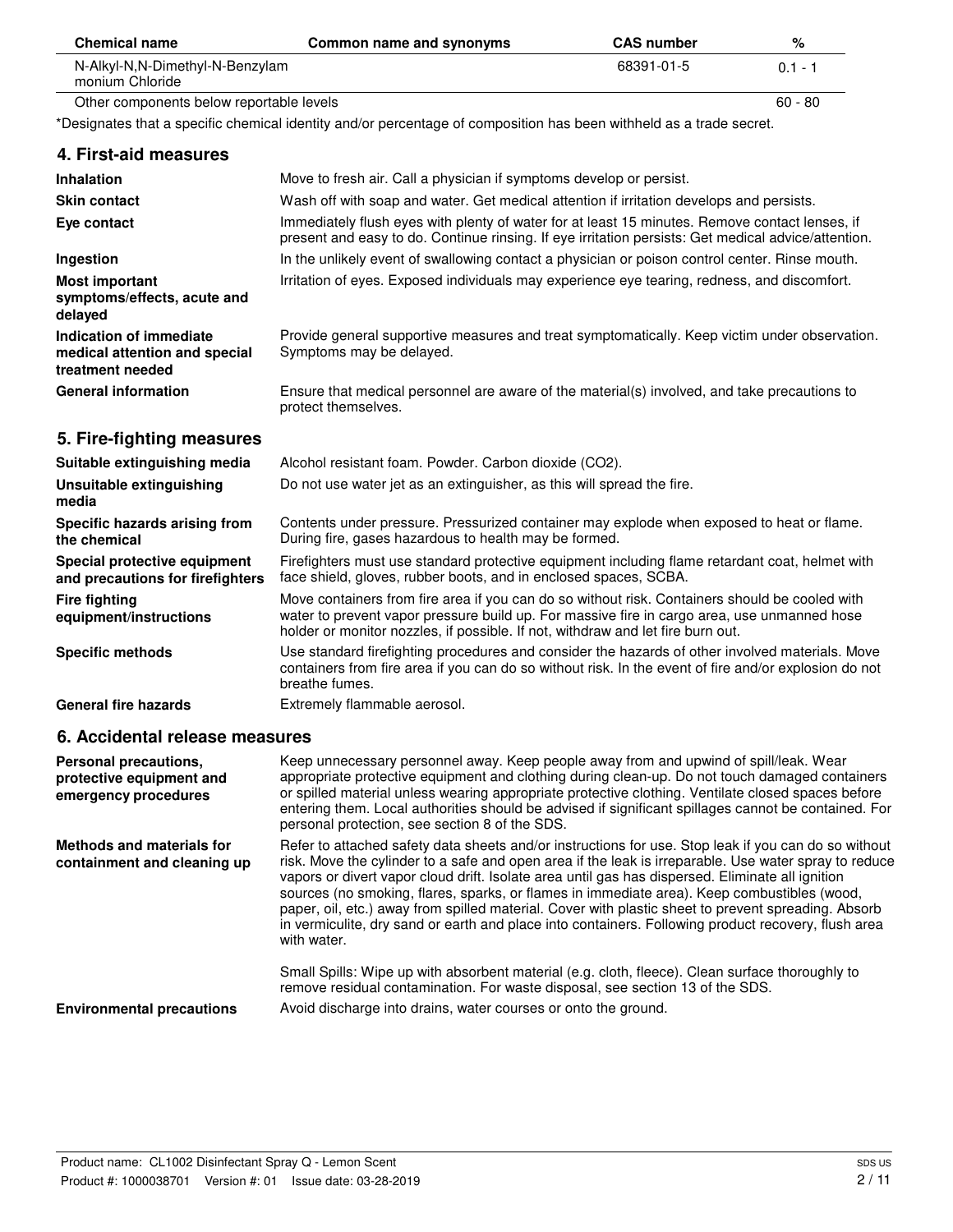| Chemical name | Common name and synonyms | CAS number | % |
|---|---|---|---|
| N-Alkyl-N,N-Dimethyl-N-Benzylammonium Chloride | | 68391-01-5 | 0.1 - 1 |
| Other components below reportable levels | | | 60 - 80 |

*Designates that a specific chemical identity and/or percentage of composition has been withheld as a trade secret.

## 4. First-aid measures

| | |
|---|---|
| **Inhalation** | Move to fresh air. Call a physician if symptoms develop or persist. |
| **Skin contact** | Wash off with soap and water. Get medical attention if irritation develops and persists. |
| **Eye contact** | Immediately flush eyes with plenty of water for at least 15 minutes. Remove contact lenses, if present and easy to do. Continue rinsing. If eye irritation persists: Get medical advice/attention. |
| **Ingestion** | In the unlikely event of swallowing contact a physician or poison control center. Rinse mouth. |
| **Most important symptoms/effects, acute and delayed** | Irritation of eyes. Exposed individuals may experience eye tearing, redness, and discomfort. |
| **Indication of immediate medical attention and special treatment needed** | Provide general supportive measures and treat symptomatically. Keep victim under observation. Symptoms may be delayed. |
| **General information** | Ensure that medical personnel are aware of the material(s) involved, and take precautions to protect themselves. |

## 5. Fire-fighting measures

| | |
|---|---|
| **Suitable extinguishing media** | Alcohol resistant foam. Powder. Carbon dioxide ($CO_2$). |
| **Unsuitable extinguishing media** | Do not use water jet as an extinguisher, as this will spread the fire. |
| **Specific hazards arising from the chemical** | Contents under pressure. Pressurized container may explode when exposed to heat or flame. During fire, gases hazardous to health may be formed. |
| **Special protective equipment and precautions for firefighters** | Firefighters must use standard protective equipment including flame retardant coat, helmet with face shield, gloves, rubber boots, and in enclosed spaces, SCBA. |
| **Fire fighting equipment/instructions** | Move containers from fire area if you can do so without risk. Containers should be cooled with water to prevent vapor pressure build up. For massive fire in cargo area, use unmanned hose holder or monitor nozzles, if possible. If not, withdraw and let fire burn out. |
| **Specific methods** | Use standard firefighting procedures and consider the hazards of other involved materials. Move containers from fire area if you can do so without risk. In the event of fire and/or explosion do not breathe fumes. |
| **General fire hazards** | Extremely flammable aerosol. |

## 6. Accidental release measures

| | |
|---|---|
| **Personal precautions, protective equipment and emergency procedures** | Keep unnecessary personnel away. Keep people away from and upwind of spill/leak. Wear appropriate protective equipment and clothing during clean-up. Do not touch damaged containers or spilled material unless wearing appropriate protective clothing. Ventilate closed spaces before entering them. Local authorities should be advised if significant spillages cannot be contained. For personal protection, see section 8 of the SDS. |
| **Methods and materials for containment and cleaning up** | Refer to attached safety data sheets and/or instructions for use. Stop leak if you can do so without risk. Move the cylinder to a safe and open area if the leak is irreparable. Use water spray to reduce vapors or divert vapor cloud drift. Isolate area until gas has dispersed. Eliminate all ignition sources (no smoking, flares, sparks, or flames in immediate area). Keep combustibles (wood, paper, oil, etc.) away from spilled material. Cover with plastic sheet to prevent spreading. Absorb in vermiculite, dry sand or earth and place into containers. Following product recovery, flush area with water.<br><br>Small Spills: Wipe up with absorbent material (e.g. cloth, fleece). Clean surface thoroughly to remove residual contamination. For waste disposal, see section 13 of the SDS. |
| **Environmental precautions** | Avoid discharge into drains, water courses or onto the ground. |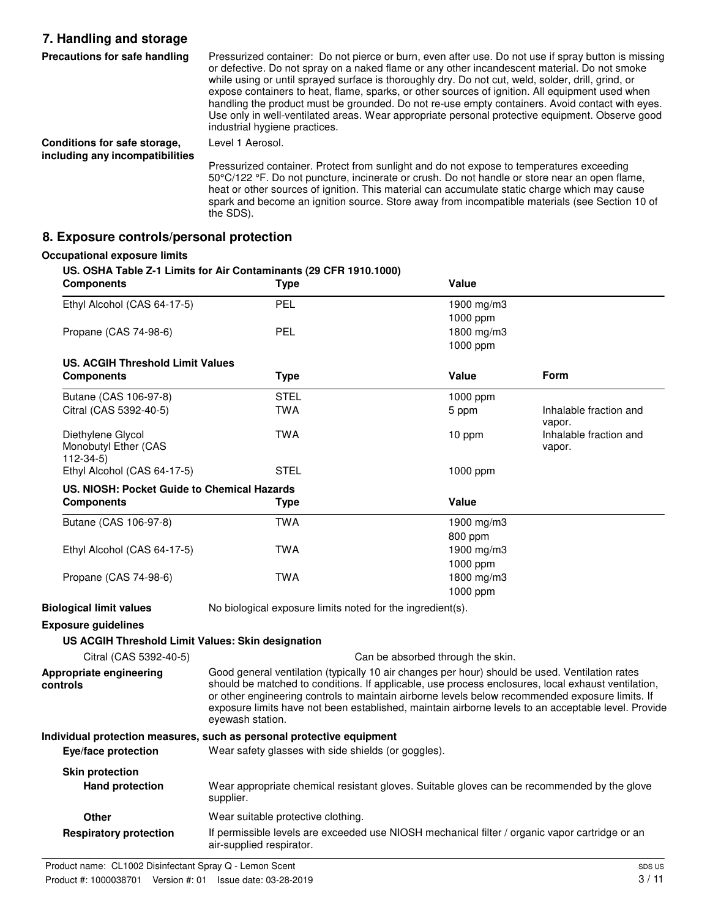## 7. Handling and storage

**Precautions for safe handling**

Pressurized container: Do not pierce or burn, even after use. Do not use if spray button is missing or defective. Do not spray on a naked flame or any other incandescent material. Do not smoke while using or until sprayed surface is thoroughly dry. Do not cut, weld, solder, drill, grind, or expose containers to heat, flame, sparks, or other sources of ignition. All equipment used when handling the product must be grounded. Do not re-use empty containers. Avoid contact with eyes. Use only in well-ventilated areas. Wear appropriate personal protective equipment. Observe good industrial hygiene practices.

**Conditions for safe storage, including any incompatibilities**

Level 1 Aerosol.

Pressurized container. Protect from sunlight and do not expose to temperatures exceeding 50°C/122 °F. Do not puncture, incinerate or crush. Do not handle or store near an open flame, heat or other sources of ignition. This material can accumulate static charge which may cause spark and become an ignition source. Store away from incompatible materials (see Section 10 of the SDS).

## 8. Exposure controls/personal protection

**Occupational exposure limits**

**US. OSHA Table Z-1 Limits for Air Contaminants (29 CFR 1910.1000)**

| Components | Type | Value |
|---|---|---|
| Ethyl Alcohol (CAS 64-17-5) | PEL | 1900 mg/m3 |
| | | 1000 ppm |
| Propane (CAS 74-98-6) | PEL | 1800 mg/m3 |
| | | 1000 ppm |

**US. ACGIH Threshold Limit Values**

| Components | Type | Value | Form |
|---|---|---|---|
| Butane (CAS 106-97-8) | STEL | 1000 ppm | |
| Citral (CAS 5392-40-5) | TWA | 5 ppm | Inhalable fraction and vapor. |
| Diethylene Glycol Monobutyl Ether (CAS 112-34-5) | TWA | 10 ppm | Inhalable fraction and vapor. |
| Ethyl Alcohol (CAS 64-17-5) | STEL | 1000 ppm | |

**US. NIOSH: Pocket Guide to Chemical Hazards**

| Components | Type | Value |
|---|---|---|
| Butane (CAS 106-97-8) | TWA | 1900 mg/m3 |
| | | 800 ppm |
| Ethyl Alcohol (CAS 64-17-5) | TWA | 1900 mg/m3 |
| | | 1000 ppm |
| Propane (CAS 74-98-6) | TWA | 1800 mg/m3 |
| | | 1000 ppm |

**Biological limit values**

No biological exposure limits noted for the ingredient(s).

**Exposure guidelines**

**US ACGIH Threshold Limit Values: Skin designation**

Citral (CAS 5392-40-5) — Can be absorbed through the skin.

**Appropriate engineering controls**

Good general ventilation (typically 10 air changes per hour) should be used. Ventilation rates should be matched to conditions. If applicable, use process enclosures, local exhaust ventilation, or other engineering controls to maintain airborne levels below recommended exposure limits. If exposure limits have not been established, maintain airborne levels to an acceptable level. Provide eyewash station.

**Individual protection measures, such as personal protective equipment**

**Eye/face protection**

Wear safety glasses with side shields (or goggles).

**Skin protection**

**Hand protection**

Wear appropriate chemical resistant gloves. Suitable gloves can be recommended by the glove supplier.

**Other**

Wear suitable protective clothing.

**Respiratory protection**

If permissible levels are exceeded use NIOSH mechanical filter / organic vapor cartridge or an air-supplied respirator.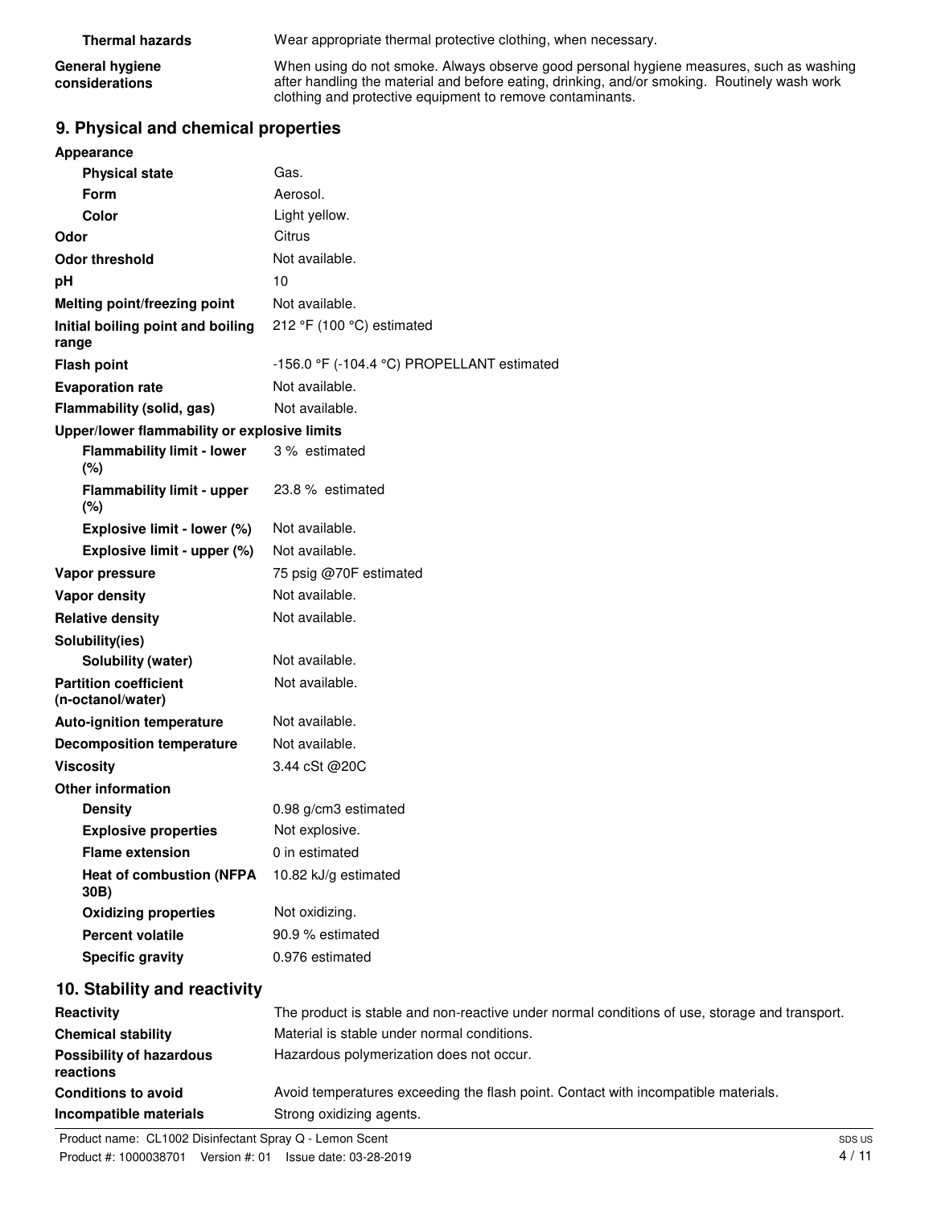| | |
|---|---|
| **Thermal hazards** | Wear appropriate thermal protective clothing, when necessary. |
| **General hygiene considerations** | When using do not smoke. Always observe good personal hygiene measures, such as washing after handling the material and before eating, drinking, and/or smoking. Routinely wash work clothing and protective equipment to remove contaminants. |

## 9. Physical and chemical properties

| | |
|---|---|
| **Appearance** | |
| **Physical state** | Gas. |
| **Form** | Aerosol. |
| **Color** | Light yellow. |
| **Odor** | Citrus |
| **Odor threshold** | Not available. |
| **pH** | 10 |
| **Melting point/freezing point** | Not available. |
| **Initial boiling point and boiling range** | 212 °F (100 °C) estimated |
| **Flash point** | -156.0 °F (-104.4 °C) PROPELLANT estimated |
| **Evaporation rate** | Not available. |
| **Flammability (solid, gas)** | Not available. |
| **Upper/lower flammability or explosive limits** | |
| **Flammability limit - lower (%)** | 3 % estimated |
| **Flammability limit - upper (%)** | 23.8 % estimated |
| **Explosive limit - lower (%)** | Not available. |
| **Explosive limit - upper (%)** | Not available. |
| **Vapor pressure** | 75 psig @70F estimated |
| **Vapor density** | Not available. |
| **Relative density** | Not available. |
| **Solubility(ies)** | |
| **Solubility (water)** | Not available. |
| **Partition coefficient (n-octanol/water)** | Not available. |
| **Auto-ignition temperature** | Not available. |
| **Decomposition temperature** | Not available. |
| **Viscosity** | 3.44 cSt @20C |
| **Other information** | |
| **Density** | 0.98 g/cm3 estimated |
| **Explosive properties** | Not explosive. |
| **Flame extension** | 0 in estimated |
| **Heat of combustion (NFPA 30B)** | 10.82 kJ/g estimated |
| **Oxidizing properties** | Not oxidizing. |
| **Percent volatile** | 90.9 % estimated |
| **Specific gravity** | 0.976 estimated |

## 10. Stability and reactivity

| | |
|---|---|
| **Reactivity** | The product is stable and non-reactive under normal conditions of use, storage and transport. |
| **Chemical stability** | Material is stable under normal conditions. |
| **Possibility of hazardous reactions** | Hazardous polymerization does not occur. |
| **Conditions to avoid** | Avoid temperatures exceeding the flash point. Contact with incompatible materials. |
| **Incompatible materials** | Strong oxidizing agents. |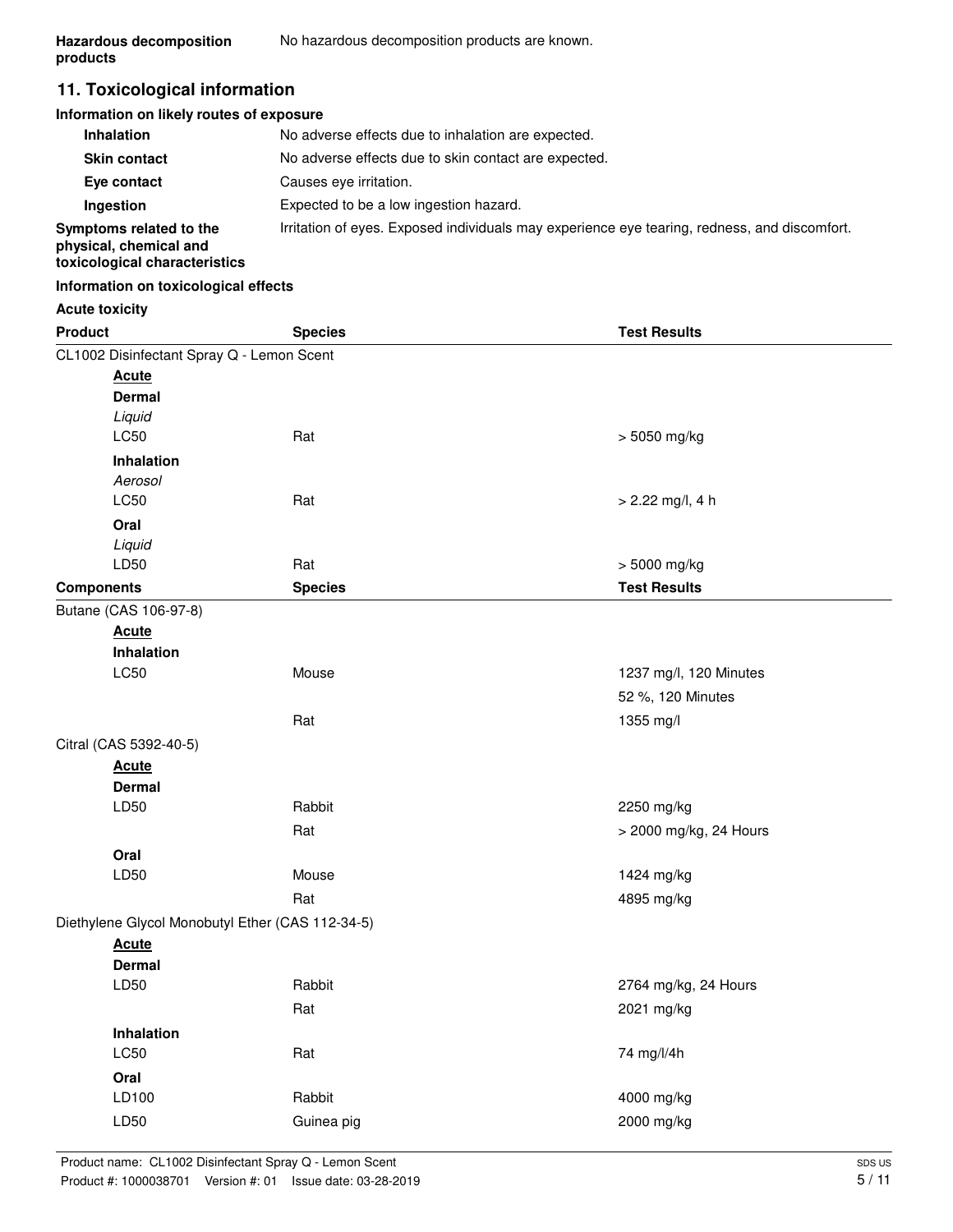**Hazardous decomposition products**: No hazardous decomposition products are known.

## 11. Toxicological information

### Information on likely routes of exposure

**Inhalation**: No adverse effects due to inhalation are expected.

**Skin contact**: No adverse effects due to skin contact are expected.

**Eye contact**: Causes eye irritation.

**Ingestion**: Expected to be a low ingestion hazard.

**Symptoms related to the physical, chemical and toxicological characteristics**: Irritation of eyes. Exposed individuals may experience eye tearing, redness, and discomfort.

### Information on toxicological effects

**Acute toxicity**

| Product | Species | Test Results |
|---|---|---|
| CL1002 Disinfectant Spray Q - Lemon Scent | | |
| **Acute** | | |
| **Dermal** | | |
| *Liquid* | | |
| LC50 | Rat | > 5050 mg/kg |
| **Inhalation** | | |
| *Aerosol* | | |
| LC50 | Rat | > 2.22 mg/l, 4 h |
| **Oral** | | |
| *Liquid* | | |
| LD50 | Rat | > 5000 mg/kg |

| Components | Species | Test Results |
|---|---|---|
| Butane (CAS 106-97-8) | | |
| **Acute** | | |
| **Inhalation** | | |
| LC50 | Mouse | 1237 mg/l, 120 Minutes |
| | | 52 %, 120 Minutes |
| | Rat | 1355 mg/l |
| Citral (CAS 5392-40-5) | | |
| **Acute** | | |
| **Dermal** | | |
| LD50 | Rabbit | 2250 mg/kg |
| | Rat | > 2000 mg/kg, 24 Hours |
| **Oral** | | |
| LD50 | Mouse | 1424 mg/kg |
| | Rat | 4895 mg/kg |
| Diethylene Glycol Monobutyl Ether (CAS 112-34-5) | | |
| **Acute** | | |
| **Dermal** | | |
| LD50 | Rabbit | 2764 mg/kg, 24 Hours |
| | Rat | 2021 mg/kg |
| **Inhalation** | | |
| LC50 | Rat | 74 mg/l/4h |
| **Oral** | | |
| LD100 | Rabbit | 4000 mg/kg |
| LD50 | Guinea pig | 2000 mg/kg |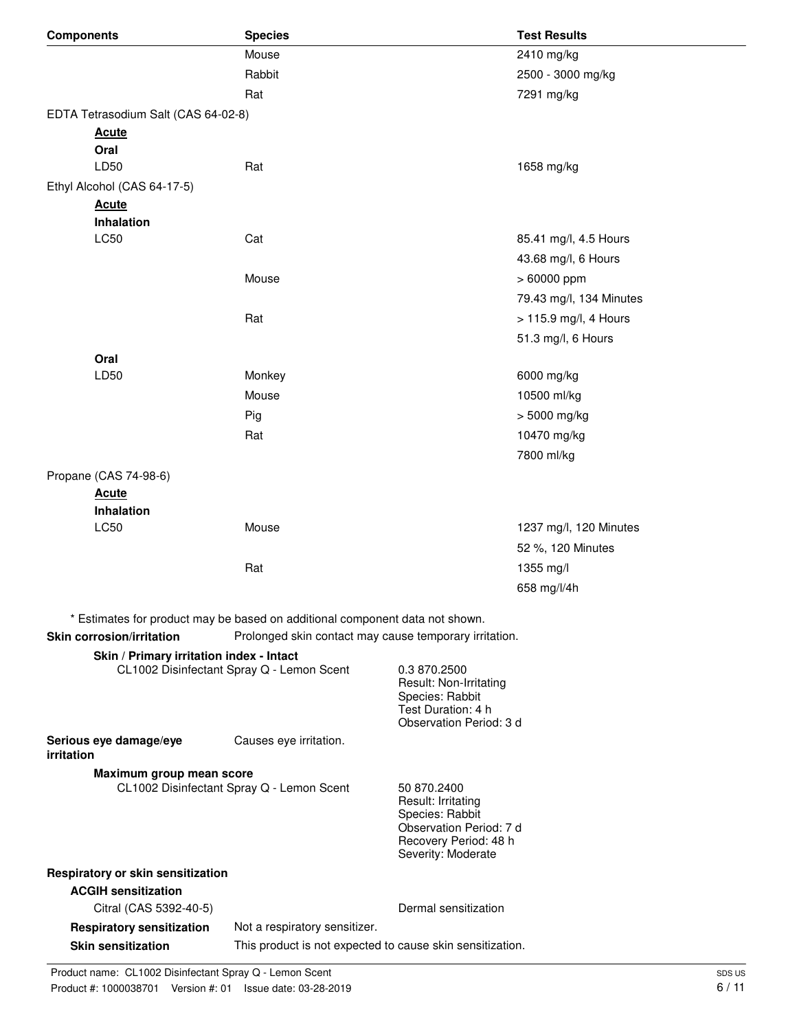| Components | Species | Test Results |
|---|---|---|
| | Mouse | 2410 mg/kg |
| | Rabbit | 2500 - 3000 mg/kg |
| | Rat | 7291 mg/kg |
| EDTA Tetrasodium Salt (CAS 64-02-8) | | |
| **Acute** | | |
| **Oral** | | |
| LD50 | Rat | 1658 mg/kg |
| Ethyl Alcohol (CAS 64-17-5) | | |
| **Acute** | | |
| **Inhalation** | | |
| LC50 | Cat | 85.41 mg/l, 4.5 Hours |
| | | 43.68 mg/l, 6 Hours |
| | Mouse | > 60000 ppm |
| | | 79.43 mg/l, 134 Minutes |
| | Rat | > 115.9 mg/l, 4 Hours |
| | | 51.3 mg/l, 6 Hours |
| **Oral** | | |
| LD50 | Monkey | 6000 mg/kg |
| | Mouse | 10500 ml/kg |
| | Pig | > 5000 mg/kg |
| | Rat | 10470 mg/kg |
| | | 7800 ml/kg |
| Propane (CAS 74-98-6) | | |
| **Acute** | | |
| **Inhalation** | | |
| LC50 | Mouse | 1237 mg/l, 120 Minutes |
| | | 52 %, 120 Minutes |
| | Rat | 1355 mg/l |
| | | 658 mg/l/4h |

\* Estimates for product may be based on additional component data not shown.

**Skin corrosion/irritation** Prolonged skin contact may cause temporary irritation.

**Skin / Primary irritation index - Intact**

CL1002 Disinfectant Spray Q - Lemon Scent

0.3 870.2500
Result: Non-Irritating
Species: Rabbit
Test Duration: 4 h
Observation Period: 3 d

**Serious eye damage/eye irritation** Causes eye irritation.

**Maximum group mean score**

CL1002 Disinfectant Spray Q - Lemon Scent

50 870.2400
Result: Irritating
Species: Rabbit
Observation Period: 7 d
Recovery Period: 48 h
Severity: Moderate

**Respiratory or skin sensitization**

**ACGIH sensitization**

Citral (CAS 5392-40-5) Dermal sensitization

**Respiratory sensitization** Not a respiratory sensitizer.

**Skin sensitization** This product is not expected to cause skin sensitization.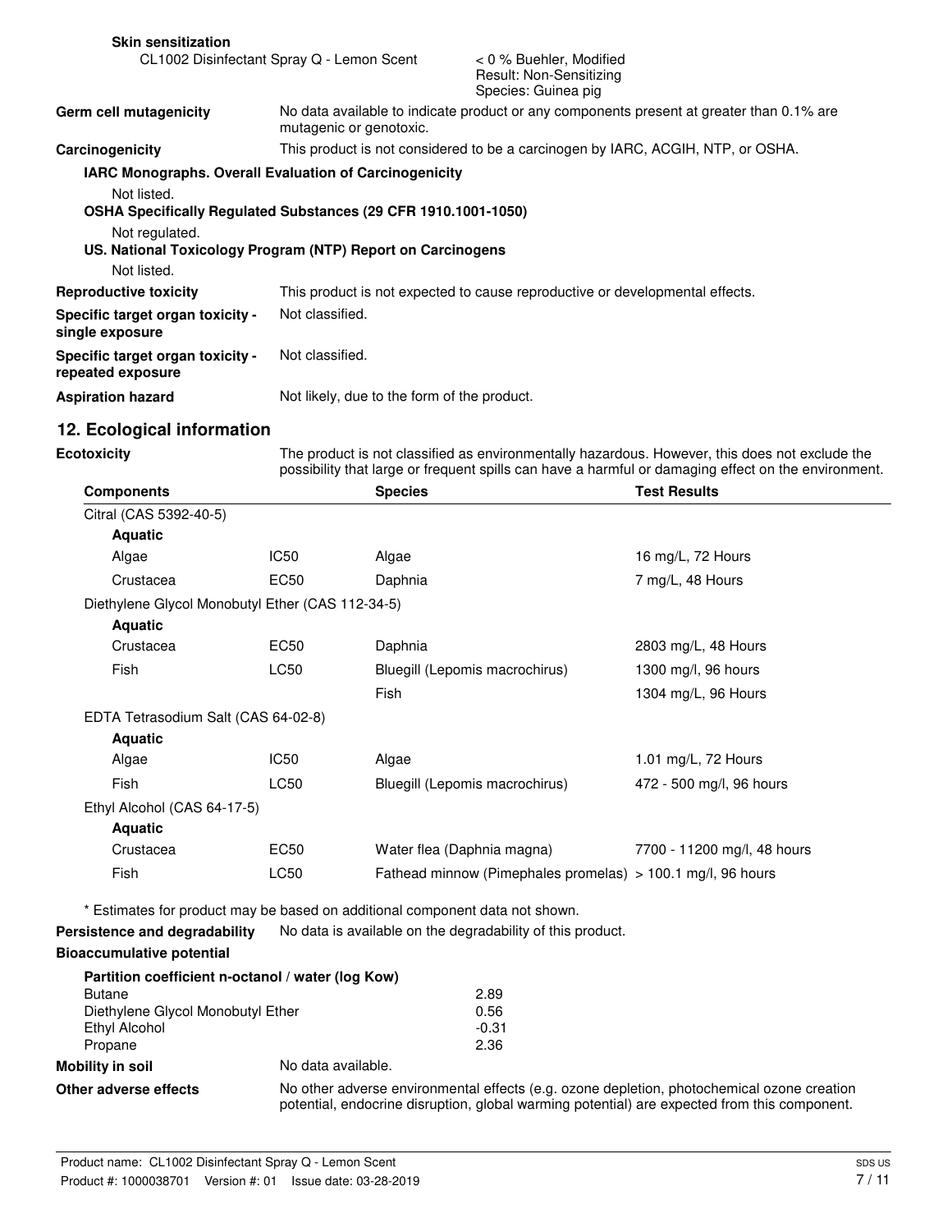**Skin sensitization**

| | |
|---|---|
| CL1002 Disinfectant Spray Q - Lemon Scent | < 0 % Buehler, Modified<br>Result: Non-Sensitizing<br>Species: Guinea pig |

**Germ cell mutagenicity** No data available to indicate product or any components present at greater than 0.1% are mutagenic or genotoxic.

**Carcinogenicity** This product is not considered to be a carcinogen by IARC, ACGIH, NTP, or OSHA.

**IARC Monographs. Overall Evaluation of Carcinogenicity**

Not listed.

**OSHA Specifically Regulated Substances (29 CFR 1910.1001-1050)**

Not regulated.

**US. National Toxicology Program (NTP) Report on Carcinogens**

Not listed.

**Reproductive toxicity** This product is not expected to cause reproductive or developmental effects.

**Specific target organ toxicity - single exposure** Not classified.

**Specific target organ toxicity - repeated exposure** Not classified.

**Aspiration hazard** Not likely, due to the form of the product.

## 12. Ecological information

**Ecotoxicity** The product is not classified as environmentally hazardous. However, this does not exclude the possibility that large or frequent spills can have a harmful or damaging effect on the environment.

| Components | | Species | Test Results |
|---|---|---|---|
| Citral (CAS 5392-40-5) | | | |
| **Aquatic** | | | |
| Algae | IC50 | Algae | 16 mg/L, 72 Hours |
| Crustacea | EC50 | Daphnia | 7 mg/L, 48 Hours |
| Diethylene Glycol Monobutyl Ether (CAS 112-34-5) | | | |
| **Aquatic** | | | |
| Crustacea | EC50 | Daphnia | 2803 mg/L, 48 Hours |
| Fish | LC50 | Bluegill (Lepomis macrochirus) | 1300 mg/l, 96 hours |
| | | Fish | 1304 mg/L, 96 Hours |
| EDTA Tetrasodium Salt (CAS 64-02-8) | | | |
| **Aquatic** | | | |
| Algae | IC50 | Algae | 1.01 mg/L, 72 Hours |
| Fish | LC50 | Bluegill (Lepomis macrochirus) | 472 - 500 mg/l, 96 hours |
| Ethyl Alcohol (CAS 64-17-5) | | | |
| **Aquatic** | | | |
| Crustacea | EC50 | Water flea (Daphnia magna) | 7700 - 11200 mg/l, 48 hours |
| Fish | LC50 | Fathead minnow (Pimephales promelas) | > 100.1 mg/l, 96 hours |

\* Estimates for product may be based on additional component data not shown.

**Persistence and degradability** No data is available on the degradability of this product.

**Bioaccumulative potential**

**Partition coefficient n-octanol / water (log Kow)**

| | |
|---|---|
| Butane | 2.89 |
| Diethylene Glycol Monobutyl Ether | 0.56 |
| Ethyl Alcohol | -0.31 |
| Propane | 2.36 |

**Mobility in soil** No data available.

**Other adverse effects** No other adverse environmental effects (e.g. ozone depletion, photochemical ozone creation potential, endocrine disruption, global warming potential) are expected from this component.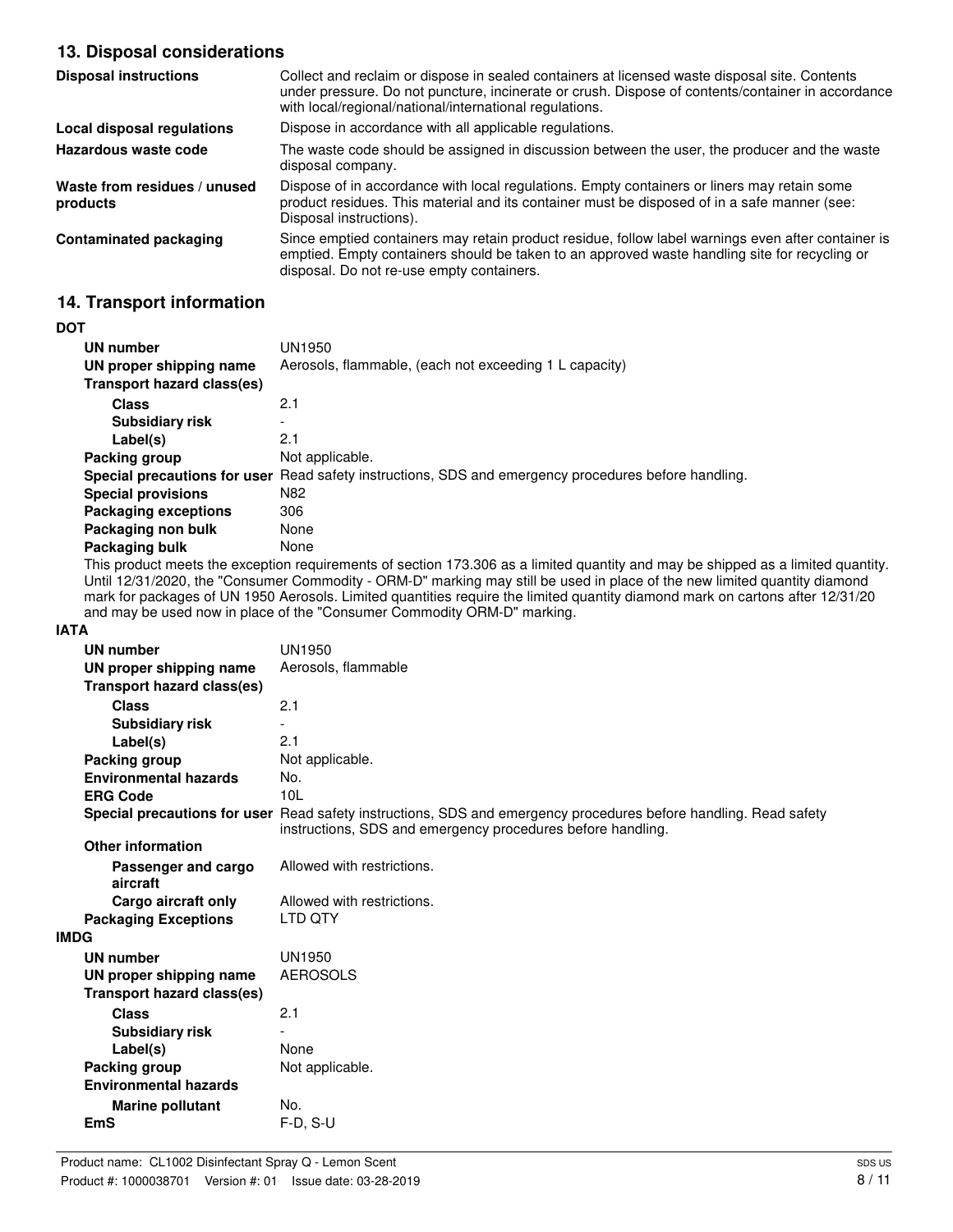## 13. Disposal considerations

| | |
|---|---|
| **Disposal instructions** | Collect and reclaim or dispose in sealed containers at licensed waste disposal site. Contents under pressure. Do not puncture, incinerate or crush. Dispose of contents/container in accordance with local/regional/national/international regulations. |
| **Local disposal regulations** | Dispose in accordance with all applicable regulations. |
| **Hazardous waste code** | The waste code should be assigned in discussion between the user, the producer and the waste disposal company. |
| **Waste from residues / unused products** | Dispose of in accordance with local regulations. Empty containers or liners may retain some product residues. This material and its container must be disposed of in a safe manner (see: Disposal instructions). |
| **Contaminated packaging** | Since emptied containers may retain product residue, follow label warnings even after container is emptied. Empty containers should be taken to an approved waste handling site for recycling or disposal. Do not re-use empty containers. |

## 14. Transport information

**DOT**

| | |
|---|---|
| **UN number** | UN1950 |
| **UN proper shipping name** | Aerosols, flammable, (each not exceeding 1 L capacity) |
| **Transport hazard class(es)** | |
| **Class** | 2.1 |
| **Subsidiary risk** | - |
| **Label(s)** | 2.1 |
| **Packing group** | Not applicable. |
| **Special precautions for user** | Read safety instructions, SDS and emergency procedures before handling. |
| **Special provisions** | N82 |
| **Packaging exceptions** | 306 |
| **Packaging non bulk** | None |
| **Packaging bulk** | None |

This product meets the exception requirements of section 173.306 as a limited quantity and may be shipped as a limited quantity. Until 12/31/2020, the "Consumer Commodity - ORM-D" marking may still be used in place of the new limited quantity diamond mark for packages of UN 1950 Aerosols. Limited quantities require the limited quantity diamond mark on cartons after 12/31/20 and may be used now in place of the "Consumer Commodity ORM-D" marking.

**IATA**

| | |
|---|---|
| **UN number** | UN1950 |
| **UN proper shipping name** | Aerosols, flammable |
| **Transport hazard class(es)** | |
| **Class** | 2.1 |
| **Subsidiary risk** | - |
| **Label(s)** | 2.1 |
| **Packing group** | Not applicable. |
| **Environmental hazards** | No. |
| **ERG Code** | 10L |
| **Special precautions for user** | Read safety instructions, SDS and emergency procedures before handling. Read safety instructions, SDS and emergency procedures before handling. |
| **Other information** | |
| **Passenger and cargo aircraft** | Allowed with restrictions. |
| **Cargo aircraft only** | Allowed with restrictions. |
| **Packaging Exceptions** | LTD QTY |

**IMDG**

| | |
|---|---|
| **UN number** | UN1950 |
| **UN proper shipping name** | AEROSOLS |
| **Transport hazard class(es)** | |
| **Class** | 2.1 |
| **Subsidiary risk** | - |
| **Label(s)** | None |
| **Packing group** | Not applicable. |
| **Environmental hazards** | |
| **Marine pollutant** | No. |
| **EmS** | F-D, S-U |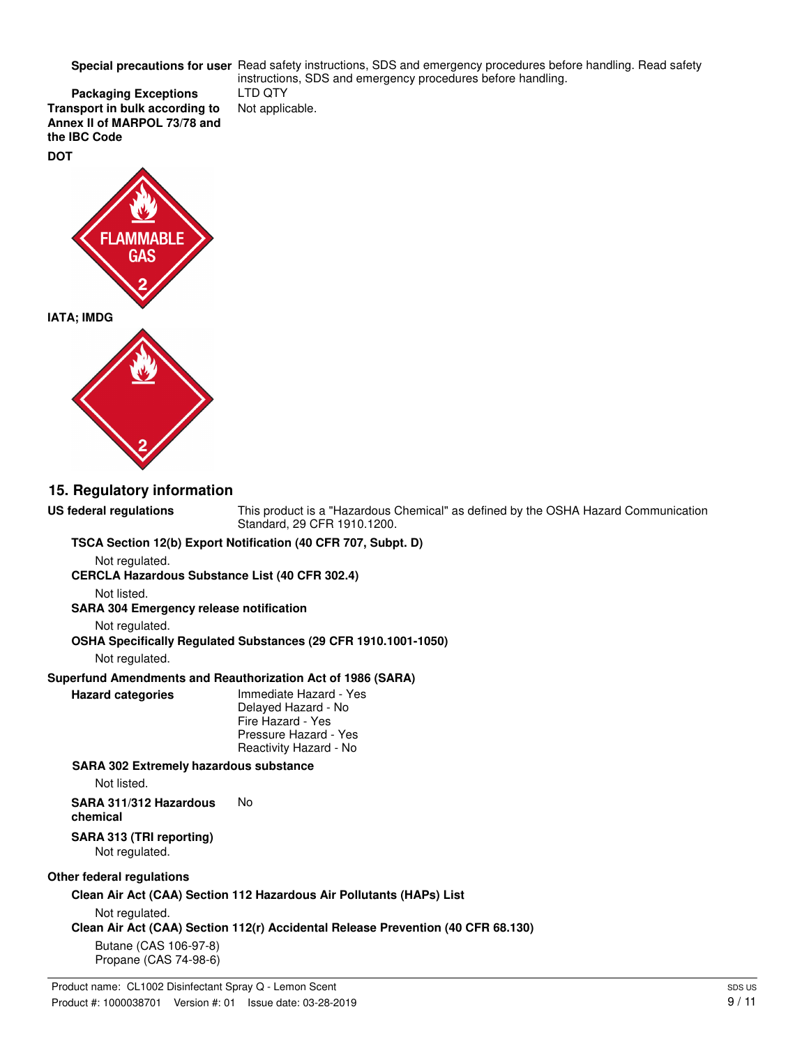**Special precautions for user** Read safety instructions, SDS and emergency procedures before handling. Read safety instructions, SDS and emergency procedures before handling.

**Packaging Exceptions** LTD QTY

**Transport in bulk according to Annex II of MARPOL 73/78 and the IBC Code** Not applicable.

**DOT**

FLAMMABLE GAS 2

**IATA; IMDG**

2

## 15. Regulatory information

**US federal regulations** This product is a "Hazardous Chemical" as defined by the OSHA Hazard Communication Standard, 29 CFR 1910.1200.

**TSCA Section 12(b) Export Notification (40 CFR 707, Subpt. D)**

Not regulated.

**CERCLA Hazardous Substance List (40 CFR 302.4)**

Not listed.

**SARA 304 Emergency release notification**

Not regulated.

**OSHA Specifically Regulated Substances (29 CFR 1910.1001-1050)**

Not regulated.

**Superfund Amendments and Reauthorization Act of 1986 (SARA)**

**Hazard categories**

Immediate Hazard - Yes
Delayed Hazard - No
Fire Hazard - Yes
Pressure Hazard - Yes
Reactivity Hazard - No

**SARA 302 Extremely hazardous substance**

Not listed.

**SARA 311/312 Hazardous chemical** No

**SARA 313 (TRI reporting)**

Not regulated.

**Other federal regulations**

**Clean Air Act (CAA) Section 112 Hazardous Air Pollutants (HAPs) List**

Not regulated.

**Clean Air Act (CAA) Section 112(r) Accidental Release Prevention (40 CFR 68.130)**

Butane (CAS 106-97-8)
Propane (CAS 74-98-6)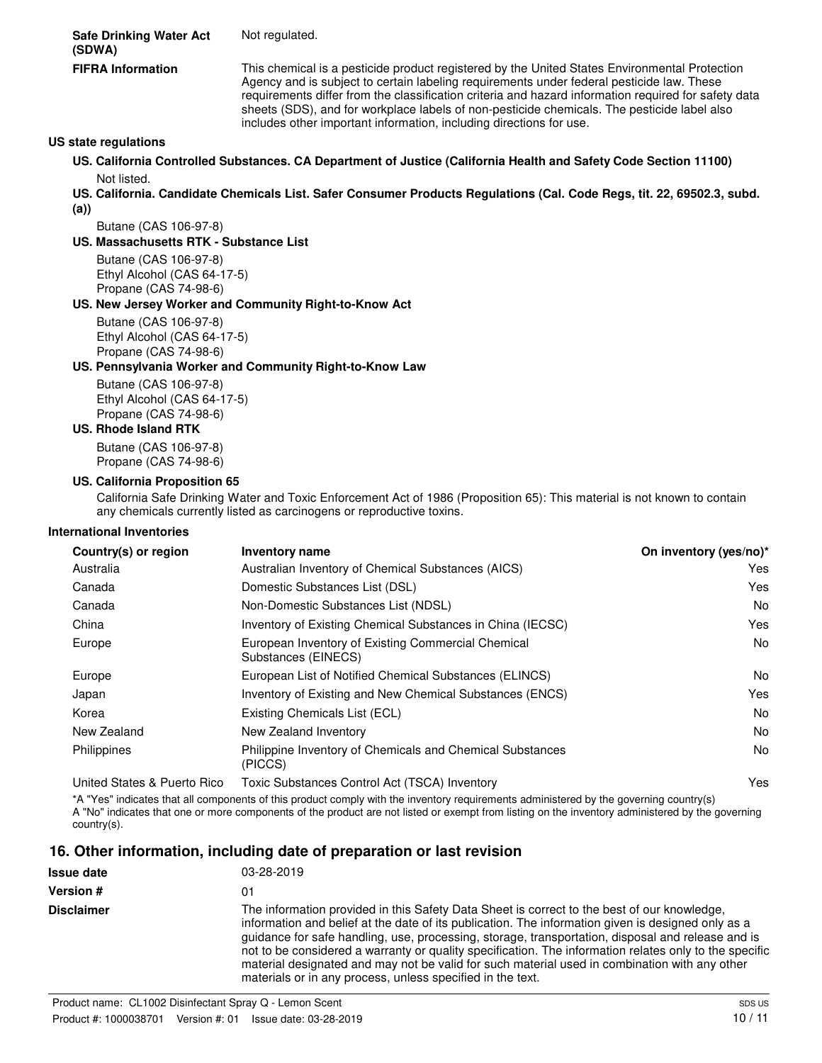**Safe Drinking Water Act (SDWA)** Not regulated.

**FIFRA Information** This chemical is a pesticide product registered by the United States Environmental Protection Agency and is subject to certain labeling requirements under federal pesticide law. These requirements differ from the classification criteria and hazard information required for safety data sheets (SDS), and for workplace labels of non-pesticide chemicals. The pesticide label also includes other important information, including directions for use.

**US state regulations**

**US. California Controlled Substances. CA Department of Justice (California Health and Safety Code Section 11100)**

Not listed.

**US. California. Candidate Chemicals List. Safer Consumer Products Regulations (Cal. Code Regs, tit. 22, 69502.3, subd. (a))**

Butane (CAS 106-97-8)

**US. Massachusetts RTK - Substance List**

Butane (CAS 106-97-8)
Ethyl Alcohol (CAS 64-17-5)
Propane (CAS 74-98-6)

**US. New Jersey Worker and Community Right-to-Know Act**

Butane (CAS 106-97-8)
Ethyl Alcohol (CAS 64-17-5)
Propane (CAS 74-98-6)

**US. Pennsylvania Worker and Community Right-to-Know Law**

Butane (CAS 106-97-8)
Ethyl Alcohol (CAS 64-17-5)
Propane (CAS 74-98-6)

**US. Rhode Island RTK**

Butane (CAS 106-97-8)
Propane (CAS 74-98-6)

**US. California Proposition 65**

California Safe Drinking Water and Toxic Enforcement Act of 1986 (Proposition 65): This material is not known to contain any chemicals currently listed as carcinogens or reproductive toxins.

**International Inventories**

| Country(s) or region | Inventory name | On inventory (yes/no)* |
|---|---|---|
| Australia | Australian Inventory of Chemical Substances (AICS) | Yes |
| Canada | Domestic Substances List (DSL) | Yes |
| Canada | Non-Domestic Substances List (NDSL) | No |
| China | Inventory of Existing Chemical Substances in China (IECSC) | Yes |
| Europe | European Inventory of Existing Commercial Chemical Substances (EINECS) | No |
| Europe | European List of Notified Chemical Substances (ELINCS) | No |
| Japan | Inventory of Existing and New Chemical Substances (ENCS) | Yes |
| Korea | Existing Chemicals List (ECL) | No |
| New Zealand | New Zealand Inventory | No |
| Philippines | Philippine Inventory of Chemicals and Chemical Substances (PICCS) | No |
| United States & Puerto Rico | Toxic Substances Control Act (TSCA) Inventory | Yes |

*A "Yes" indicates that all components of this product comply with the inventory requirements administered by the governing country(s)
A "No" indicates that one or more components of the product are not listed or exempt from listing on the inventory administered by the governing country(s).

## 16. Other information, including date of preparation or last revision

**Issue date** 03-28-2019

**Version #** 01

**Disclaimer** The information provided in this Safety Data Sheet is correct to the best of our knowledge, information and belief at the date of its publication. The information given is designed only as a guidance for safe handling, use, processing, storage, transportation, disposal and release and is not to be considered a warranty or quality specification. The information relates only to the specific material designated and may not be valid for such material used in combination with any other materials or in any process, unless specified in the text.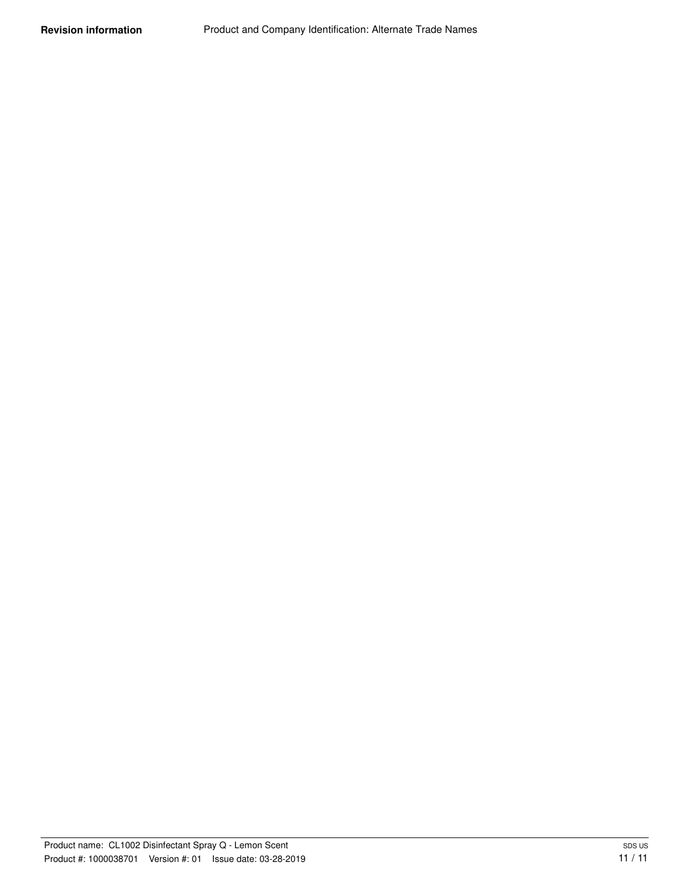**Revision information** Product and Company Identification: Alternate Trade Names